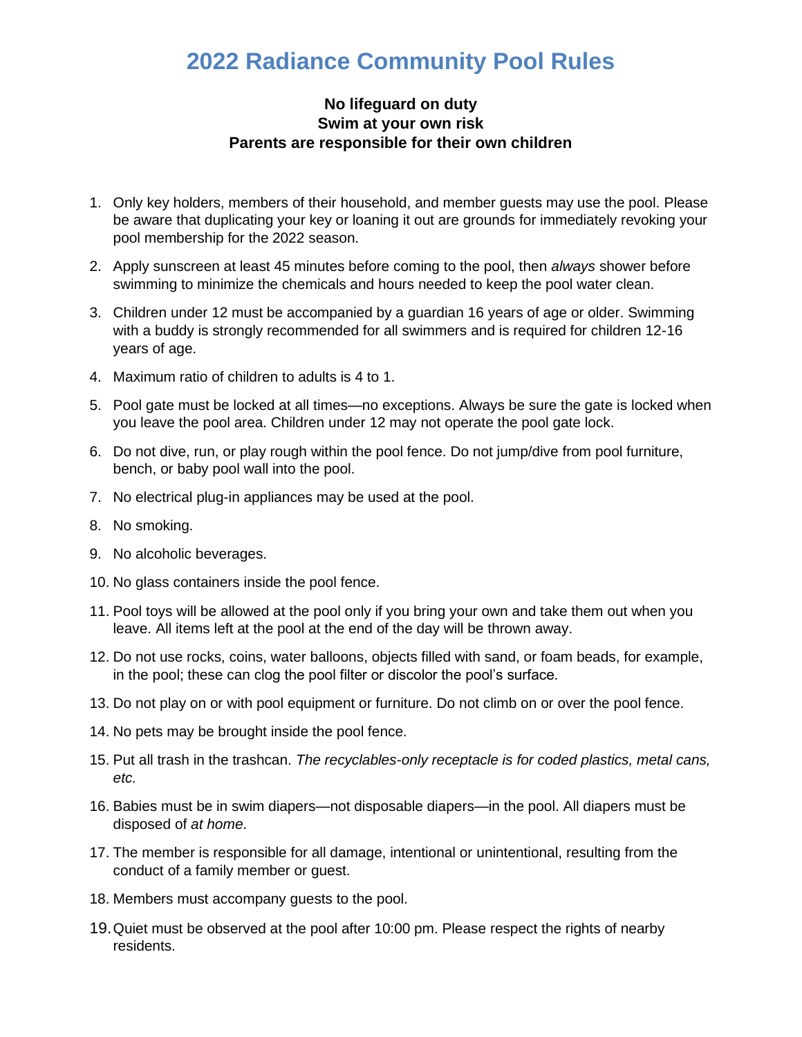# 2022 Radiance Community Pool Rules

**No lifeguard on duty**
**Swim at your own risk**
**Parents are responsible for their own children**

1. Only key holders, members of their household, and member guests may use the pool. Please be aware that duplicating your key or loaning it out are grounds for immediately revoking your pool membership for the 2022 season.
2. Apply sunscreen at least 45 minutes before coming to the pool, then *always* shower before swimming to minimize the chemicals and hours needed to keep the pool water clean.
3. Children under 12 must be accompanied by a guardian 16 years of age or older. Swimming with a buddy is strongly recommended for all swimmers and is required for children 12-16 years of age.
4. Maximum ratio of children to adults is 4 to 1.
5. Pool gate must be locked at all times—no exceptions. Always be sure the gate is locked when you leave the pool area. Children under 12 may not operate the pool gate lock.
6. Do not dive, run, or play rough within the pool fence. Do not jump/dive from pool furniture, bench, or baby pool wall into the pool.
7. No electrical plug-in appliances may be used at the pool.
8. No smoking.
9. No alcoholic beverages.
10. No glass containers inside the pool fence.
11. Pool toys will be allowed at the pool only if you bring your own and take them out when you leave. All items left at the pool at the end of the day will be thrown away.
12. Do not use rocks, coins, water balloons, objects filled with sand, or foam beads, for example, in the pool; these can clog the pool filter or discolor the pool's surface.
13. Do not play on or with pool equipment or furniture. Do not climb on or over the pool fence.
14. No pets may be brought inside the pool fence.
15. Put all trash in the trashcan. *The recyclables-only receptacle is for coded plastics, metal cans, etc.*
16. Babies must be in swim diapers—not disposable diapers—in the pool. All diapers must be disposed of *at home*.
17. The member is responsible for all damage, intentional or unintentional, resulting from the conduct of a family member or guest.
18. Members must accompany guests to the pool.
19. Quiet must be observed at the pool after 10:00 pm. Please respect the rights of nearby residents.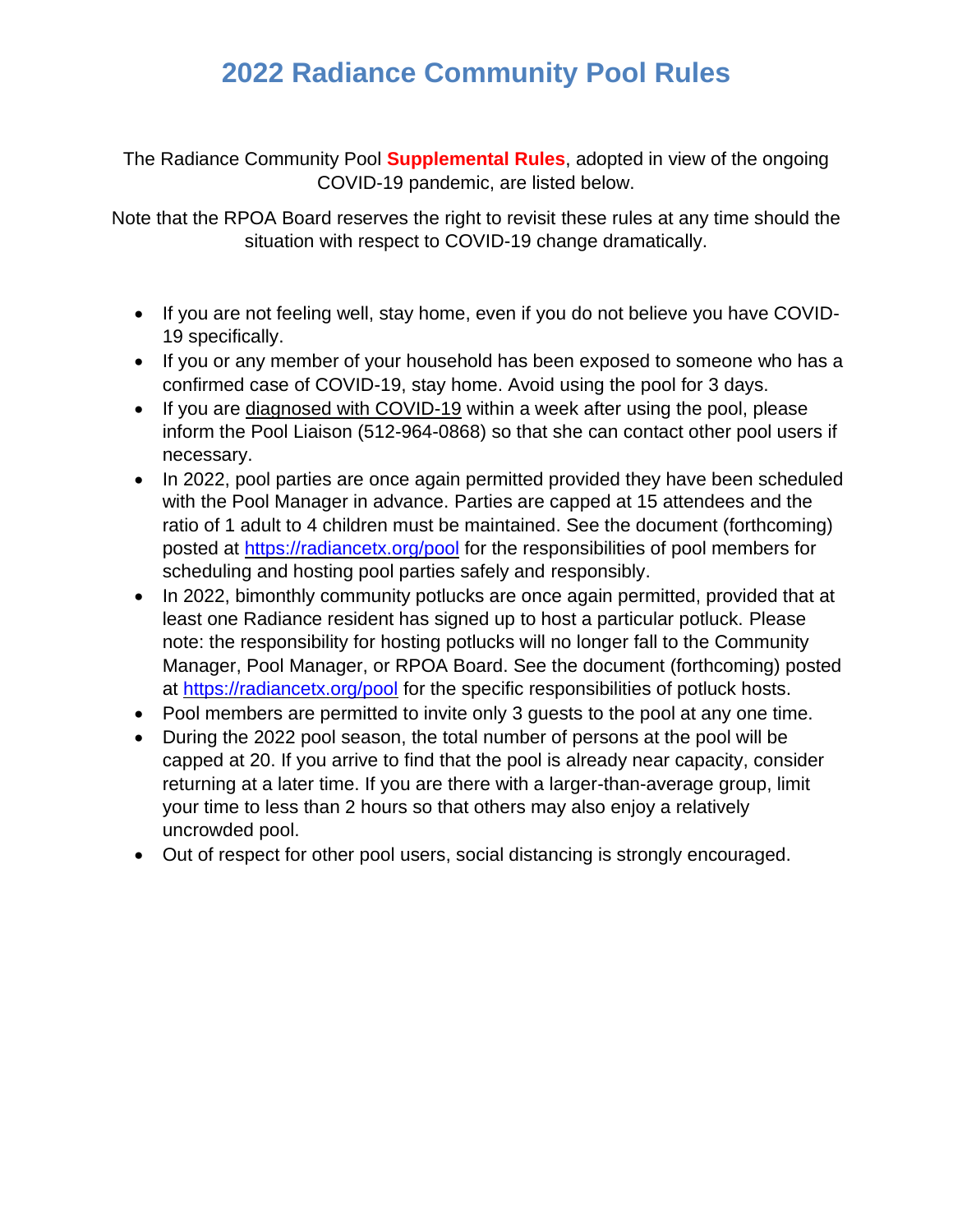# 2022 Radiance Community Pool Rules

The Radiance Community Pool **Supplemental Rules**, adopted in view of the ongoing COVID-19 pandemic, are listed below.

Note that the RPOA Board reserves the right to revisit these rules at any time should the situation with respect to COVID-19 change dramatically.

- If you are not feeling well, stay home, even if you do not believe you have COVID-19 specifically.
- If you or any member of your household has been exposed to someone who has a confirmed case of COVID-19, stay home. Avoid using the pool for 3 days.
- If you are diagnosed with COVID-19 within a week after using the pool, please inform the Pool Liaison (512-964-0868) so that she can contact other pool users if necessary.
- In 2022, pool parties are once again permitted provided they have been scheduled with the Pool Manager in advance. Parties are capped at 15 attendees and the ratio of 1 adult to 4 children must be maintained. See the document (forthcoming) posted at [https://radiancetx.org/pool](https://radiancetx.org/pool) for the responsibilities of pool members for scheduling and hosting pool parties safely and responsibly.
- In 2022, bimonthly community potlucks are once again permitted, provided that at least one Radiance resident has signed up to host a particular potluck. Please note: the responsibility for hosting potlucks will no longer fall to the Community Manager, Pool Manager, or RPOA Board. See the document (forthcoming) posted at [https://radiancetx.org/pool](https://radiancetx.org/pool) for the specific responsibilities of potluck hosts.
- Pool members are permitted to invite only 3 guests to the pool at any one time.
- During the 2022 pool season, the total number of persons at the pool will be capped at 20. If you arrive to find that the pool is already near capacity, consider returning at a later time. If you are there with a larger-than-average group, limit your time to less than 2 hours so that others may also enjoy a relatively uncrowded pool.
- Out of respect for other pool users, social distancing is strongly encouraged.